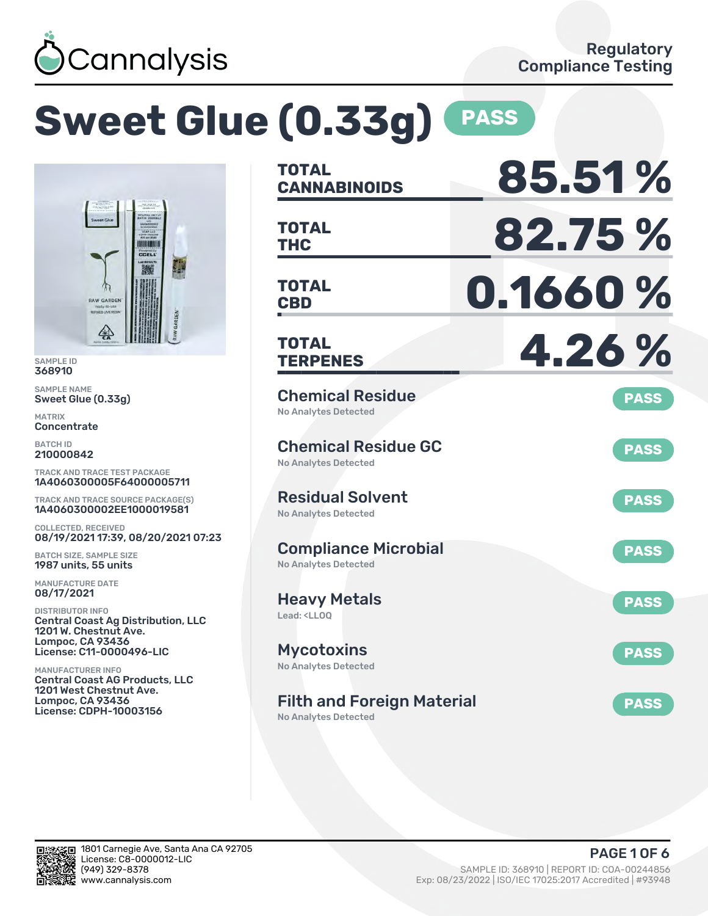Cannalysis

Regulatory Compliance Testing

# Sweet Glue (0.33g) PASS

SAMPLE ID
368910

SAMPLE NAME
Sweet Glue (0.33g)

MATRIX
Concentrate

BATCH ID
210000842

TRACK AND TRACE TEST PACKAGE
1A4060300005F64000005711

TRACK AND TRACE SOURCE PACKAGE(S)
1A4060300002EE1000019581

COLLECTED, RECEIVED
08/19/2021 17:39, 08/20/2021 07:23

BATCH SIZE, SAMPLE SIZE
1987 units, 55 units

MANUFACTURE DATE
08/17/2021

DISTRIBUTOR INFO
Central Coast Ag Distribution, LLC
1201 W. Chestnut Ave.
Lompoc, CA 93436
License: C11-0000496-LIC

MANUFACTURER INFO
Central Coast AG Products, LLC
1201 West Chestnut Ave.
Lompoc, CA 93436
License: CDPH-10003156

| | |
|---|---|
| **TOTAL CANNABINOIDS** | **85.51 %** |
| **TOTAL THC** | **82.75 %** |
| **TOTAL CBD** | **0.1660 %** |
| **TOTAL TERPENES** | **4.26 %** |

| Test | Result | Status |
|---|---|---|
| Chemical Residue | No Analytes Detected | PASS |
| Chemical Residue GC | No Analytes Detected | PASS |
| Residual Solvent | No Analytes Detected | PASS |
| Compliance Microbial | No Analytes Detected | PASS |
| Heavy Metals | Lead: <LLOQ | PASS |
| Mycotoxins | No Analytes Detected | PASS |
| Filth and Foreign Material | No Analytes Detected | PASS |

1801 Carnegie Ave, Santa Ana CA 92705
License: C8-0000012-LIC
(949) 329-8378
www.cannalysis.com

SAMPLE ID: 368910 | REPORT ID: COA-00244856
Exp: 08/23/2022 | ISO/IEC 17025:2017 Accredited | #93948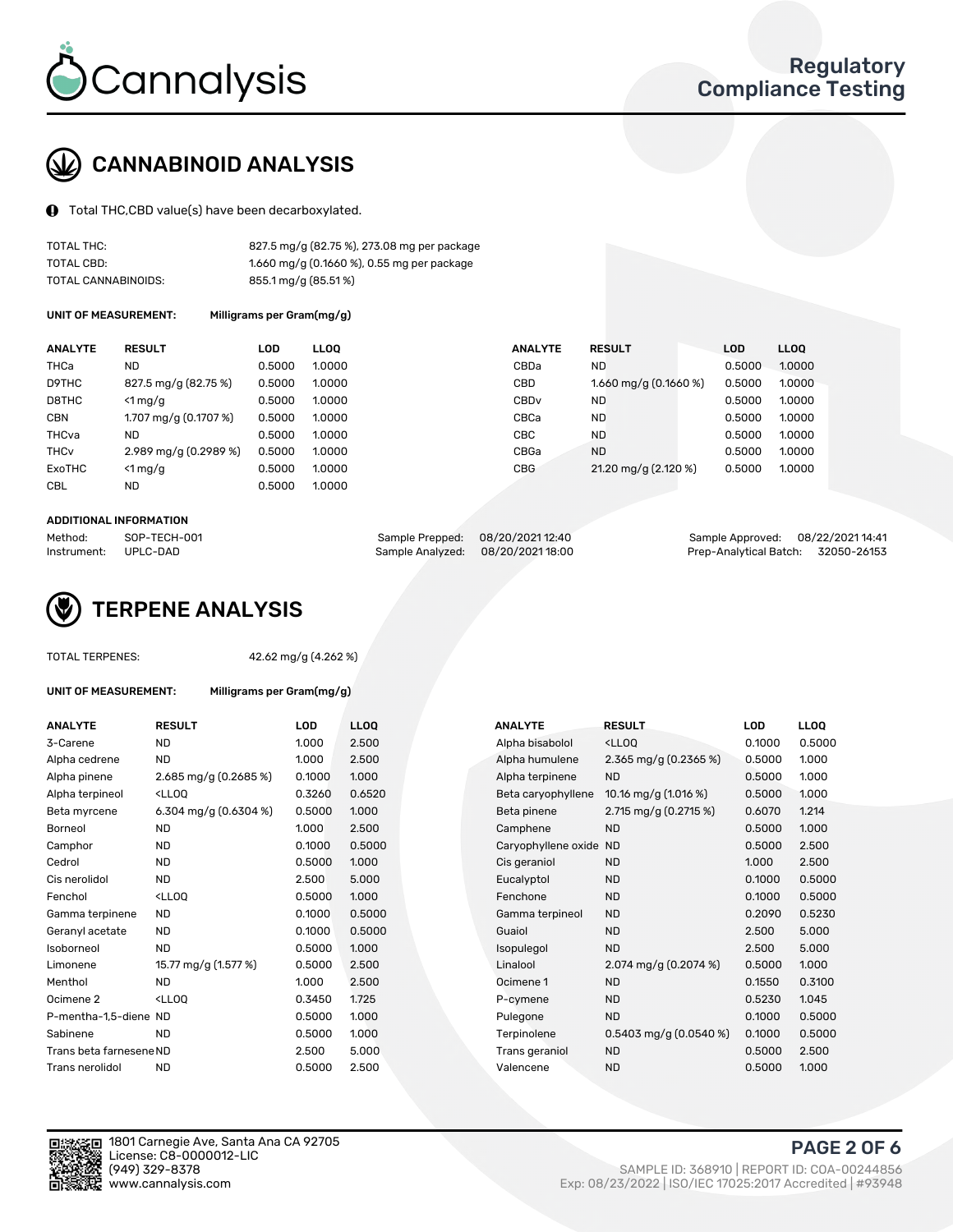# Cannalysis

## Regulatory Compliance Testing

## CANNABINOID ANALYSIS

Total THC,CBD value(s) have been decarboxylated.

| | |
|---|---|
| TOTAL THC: | 827.5 mg/g (82.75 %), 273.08 mg per package |
| TOTAL CBD: | 1.660 mg/g (0.1660 %), 0.55 mg per package |
| TOTAL CANNABINOIDS: | 855.1 mg/g (85.51 %) |

**UNIT OF MEASUREMENT:** Milligrams per Gram(mg/g)

| ANALYTE | RESULT | LOD | LLOQ | ANALYTE | RESULT | LOD | LLOQ |
|---|---|---|---|---|---|---|---|
| THCa | ND | 0.5000 | 1.0000 | CBDa | ND | 0.5000 | 1.0000 |
| D9THC | 827.5 mg/g (82.75 %) | 0.5000 | 1.0000 | CBD | 1.660 mg/g (0.1660 %) | 0.5000 | 1.0000 |
| D8THC | <1 mg/g | 0.5000 | 1.0000 | CBDv | ND | 0.5000 | 1.0000 |
| CBN | 1.707 mg/g (0.1707 %) | 0.5000 | 1.0000 | CBCa | ND | 0.5000 | 1.0000 |
| THCva | ND | 0.5000 | 1.0000 | CBC | ND | 0.5000 | 1.0000 |
| THCv | 2.989 mg/g (0.2989 %) | 0.5000 | 1.0000 | CBGa | ND | 0.5000 | 1.0000 |
| ExoTHC | <1 mg/g | 0.5000 | 1.0000 | CBG | 21.20 mg/g (2.120 %) | 0.5000 | 1.0000 |
| CBL | ND | 0.5000 | 1.0000 | | | | |

**ADDITIONAL INFORMATION**

| | | | | | |
|---|---|---|---|---|---|
| Method: | SOP-TECH-001 | Sample Prepped: | 08/20/2021 12:40 | Sample Approved: | 08/22/2021 14:41 |
| Instrument: | UPLC-DAD | Sample Analyzed: | 08/20/2021 18:00 | Prep-Analytical Batch: | 32050-26153 |

## TERPENE ANALYSIS

TOTAL TERPENES: 42.62 mg/g (4.262 %)

**UNIT OF MEASUREMENT:** Milligrams per Gram(mg/g)

| ANALYTE | RESULT | LOD | LLOQ | ANALYTE | RESULT | LOD | LLOQ |
|---|---|---|---|---|---|---|---|
| 3-Carene | ND | 1.000 | 2.500 | Alpha bisabolol | <LLOQ | 0.1000 | 0.5000 |
| Alpha cedrene | ND | 1.000 | 2.500 | Alpha humulene | 2.365 mg/g (0.2365 %) | 0.5000 | 1.000 |
| Alpha pinene | 2.685 mg/g (0.2685 %) | 0.1000 | 1.000 | Alpha terpinene | ND | 0.5000 | 1.000 |
| Alpha terpineol | <LLOQ | 0.3260 | 0.6520 | Beta caryophyllene | 10.16 mg/g (1.016 %) | 0.5000 | 1.000 |
| Beta myrcene | 6.304 mg/g (0.6304 %) | 0.5000 | 1.000 | Beta pinene | 2.715 mg/g (0.2715 %) | 0.6070 | 1.214 |
| Borneol | ND | 1.000 | 2.500 | Camphene | ND | 0.5000 | 1.000 |
| Camphor | ND | 0.1000 | 0.5000 | Caryophyllene oxide | ND | 0.5000 | 2.500 |
| Cedrol | ND | 0.5000 | 1.000 | Cis geraniol | ND | 1.000 | 2.500 |
| Cis nerolidol | ND | 2.500 | 5.000 | Eucalyptol | ND | 0.1000 | 0.5000 |
| Fenchol | <LLOQ | 0.5000 | 1.000 | Fenchone | ND | 0.1000 | 0.5000 |
| Gamma terpinene | ND | 0.1000 | 0.5000 | Gamma terpineol | ND | 0.2090 | 0.5230 |
| Geranyl acetate | ND | 0.1000 | 0.5000 | Guaiol | ND | 2.500 | 5.000 |
| Isoborneol | ND | 0.5000 | 1.000 | Isopulegol | ND | 2.500 | 5.000 |
| Limonene | 15.77 mg/g (1.577 %) | 0.5000 | 2.500 | Linalool | 2.074 mg/g (0.2074 %) | 0.5000 | 1.000 |
| Menthol | ND | 1.000 | 2.500 | Ocimene 1 | ND | 0.1550 | 0.3100 |
| Ocimene 2 | <LLOQ | 0.3450 | 1.725 | P-cymene | ND | 0.5230 | 1.045 |
| P-mentha-1,5-diene | ND | 0.5000 | 1.000 | Pulegone | ND | 0.1000 | 0.5000 |
| Sabinene | ND | 0.5000 | 1.000 | Terpinolene | 0.5403 mg/g (0.0540 %) | 0.1000 | 0.5000 |
| Trans beta farnesene | ND | 2.500 | 5.000 | Trans geraniol | ND | 0.5000 | 2.500 |
| Trans nerolidol | ND | 0.5000 | 2.500 | Valencene | ND | 0.5000 | 1.000 |

1801 Carnegie Ave, Santa Ana CA 92705
License: C8-0000012-LIC
(949) 329-8378
www.cannalysis.com

SAMPLE ID: 368910 | REPORT ID: COA-00244856
Exp: 08/23/2022 | ISO/IEC 17025:2017 Accredited | #93948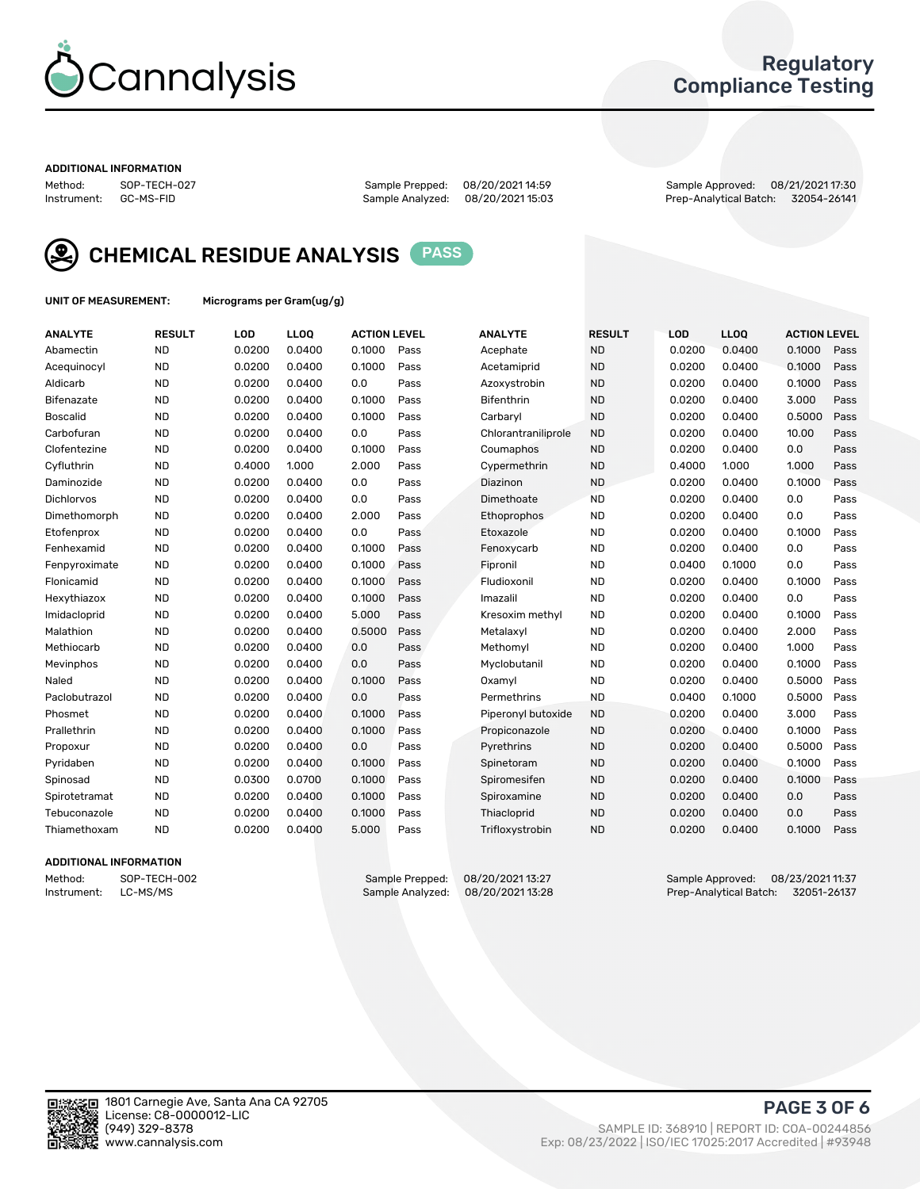# Cannalysis

## Regulatory Compliance Testing

**ADDITIONAL INFORMATION**

Method: SOP-TECH-027
Instrument: GC-MS-FID

Sample Prepped: 08/20/2021 14:59
Sample Analyzed: 08/20/2021 15:03

Sample Approved: 08/21/2021 17:30
Prep-Analytical Batch: 32054-26141

## CHEMICAL RESIDUE ANALYSIS PASS

**UNIT OF MEASUREMENT:** Micrograms per Gram(ug/g)

| ANALYTE | RESULT | LOD | LLOQ | ACTION LEVEL | | ANALYTE | RESULT | LOD | LLOQ | ACTION LEVEL | |
|---|---|---|---|---|---|---|---|---|---|---|---|
| Abamectin | ND | 0.0200 | 0.0400 | 0.1000 | Pass | Acephate | ND | 0.0200 | 0.0400 | 0.1000 | Pass |
| Acequinocyl | ND | 0.0200 | 0.0400 | 0.1000 | Pass | Acetamiprid | ND | 0.0200 | 0.0400 | 0.1000 | Pass |
| Aldicarb | ND | 0.0200 | 0.0400 | 0.0 | Pass | Azoxystrobin | ND | 0.0200 | 0.0400 | 0.1000 | Pass |
| Bifenazate | ND | 0.0200 | 0.0400 | 0.1000 | Pass | Bifenthrin | ND | 0.0200 | 0.0400 | 3.000 | Pass |
| Boscalid | ND | 0.0200 | 0.0400 | 0.1000 | Pass | Carbaryl | ND | 0.0200 | 0.0400 | 0.5000 | Pass |
| Carbofuran | ND | 0.0200 | 0.0400 | 0.0 | Pass | Chlorantraniliprole | ND | 0.0200 | 0.0400 | 10.00 | Pass |
| Clofentezine | ND | 0.0200 | 0.0400 | 0.1000 | Pass | Coumaphos | ND | 0.0200 | 0.0400 | 0.0 | Pass |
| Cyfluthrin | ND | 0.4000 | 1.000 | 2.000 | Pass | Cypermethrin | ND | 0.4000 | 1.000 | 1.000 | Pass |
| Daminozide | ND | 0.0200 | 0.0400 | 0.0 | Pass | Diazinon | ND | 0.0200 | 0.0400 | 0.1000 | Pass |
| Dichlorvos | ND | 0.0200 | 0.0400 | 0.0 | Pass | Dimethoate | ND | 0.0200 | 0.0400 | 0.0 | Pass |
| Dimethomorph | ND | 0.0200 | 0.0400 | 2.000 | Pass | Ethoprophos | ND | 0.0200 | 0.0400 | 0.0 | Pass |
| Etofenprox | ND | 0.0200 | 0.0400 | 0.0 | Pass | Etoxazole | ND | 0.0200 | 0.0400 | 0.1000 | Pass |
| Fenhexamid | ND | 0.0200 | 0.0400 | 0.1000 | Pass | Fenoxycarb | ND | 0.0200 | 0.0400 | 0.0 | Pass |
| Fenpyroximate | ND | 0.0200 | 0.0400 | 0.1000 | Pass | Fipronil | ND | 0.0400 | 0.1000 | 0.0 | Pass |
| Flonicamid | ND | 0.0200 | 0.0400 | 0.1000 | Pass | Fludioxonil | ND | 0.0200 | 0.0400 | 0.1000 | Pass |
| Hexythiazox | ND | 0.0200 | 0.0400 | 0.1000 | Pass | Imazalil | ND | 0.0200 | 0.0400 | 0.0 | Pass |
| Imidacloprid | ND | 0.0200 | 0.0400 | 5.000 | Pass | Kresoxim methyl | ND | 0.0200 | 0.0400 | 0.1000 | Pass |
| Malathion | ND | 0.0200 | 0.0400 | 0.5000 | Pass | Metalaxyl | ND | 0.0200 | 0.0400 | 2.000 | Pass |
| Methiocarb | ND | 0.0200 | 0.0400 | 0.0 | Pass | Methomyl | ND | 0.0200 | 0.0400 | 1.000 | Pass |
| Mevinphos | ND | 0.0200 | 0.0400 | 0.0 | Pass | Myclobutanil | ND | 0.0200 | 0.0400 | 0.1000 | Pass |
| Naled | ND | 0.0200 | 0.0400 | 0.1000 | Pass | Oxamyl | ND | 0.0200 | 0.0400 | 0.5000 | Pass |
| Paclobutrazol | ND | 0.0200 | 0.0400 | 0.0 | Pass | Permethrins | ND | 0.0400 | 0.1000 | 0.5000 | Pass |
| Phosmet | ND | 0.0200 | 0.0400 | 0.1000 | Pass | Piperonyl butoxide | ND | 0.0200 | 0.0400 | 3.000 | Pass |
| Prallethrin | ND | 0.0200 | 0.0400 | 0.1000 | Pass | Propiconazole | ND | 0.0200 | 0.0400 | 0.1000 | Pass |
| Propoxur | ND | 0.0200 | 0.0400 | 0.0 | Pass | Pyrethrins | ND | 0.0200 | 0.0400 | 0.5000 | Pass |
| Pyridaben | ND | 0.0200 | 0.0400 | 0.1000 | Pass | Spinetoram | ND | 0.0200 | 0.0400 | 0.1000 | Pass |
| Spinosad | ND | 0.0300 | 0.0700 | 0.1000 | Pass | Spiromesifen | ND | 0.0200 | 0.0400 | 0.1000 | Pass |
| Spirotetramat | ND | 0.0200 | 0.0400 | 0.1000 | Pass | Spiroxamine | ND | 0.0200 | 0.0400 | 0.0 | Pass |
| Tebuconazole | ND | 0.0200 | 0.0400 | 0.1000 | Pass | Thiacloprid | ND | 0.0200 | 0.0400 | 0.0 | Pass |
| Thiamethoxam | ND | 0.0200 | 0.0400 | 5.000 | Pass | Trifloxystrobin | ND | 0.0200 | 0.0400 | 0.1000 | Pass |

**ADDITIONAL INFORMATION**

Method: SOP-TECH-002
Instrument: LC-MS/MS

Sample Prepped: 08/20/2021 13:27
Sample Analyzed: 08/20/2021 13:28

Sample Approved: 08/23/2021 11:37
Prep-Analytical Batch: 32051-26137

1801 Carnegie Ave, Santa Ana CA 92705
License: C8-0000012-LIC
(949) 329-8378
www.cannalysis.com

SAMPLE ID: 368910 | REPORT ID: COA-00244856
Exp: 08/23/2022 | ISO/IEC 17025:2017 Accredited | #93948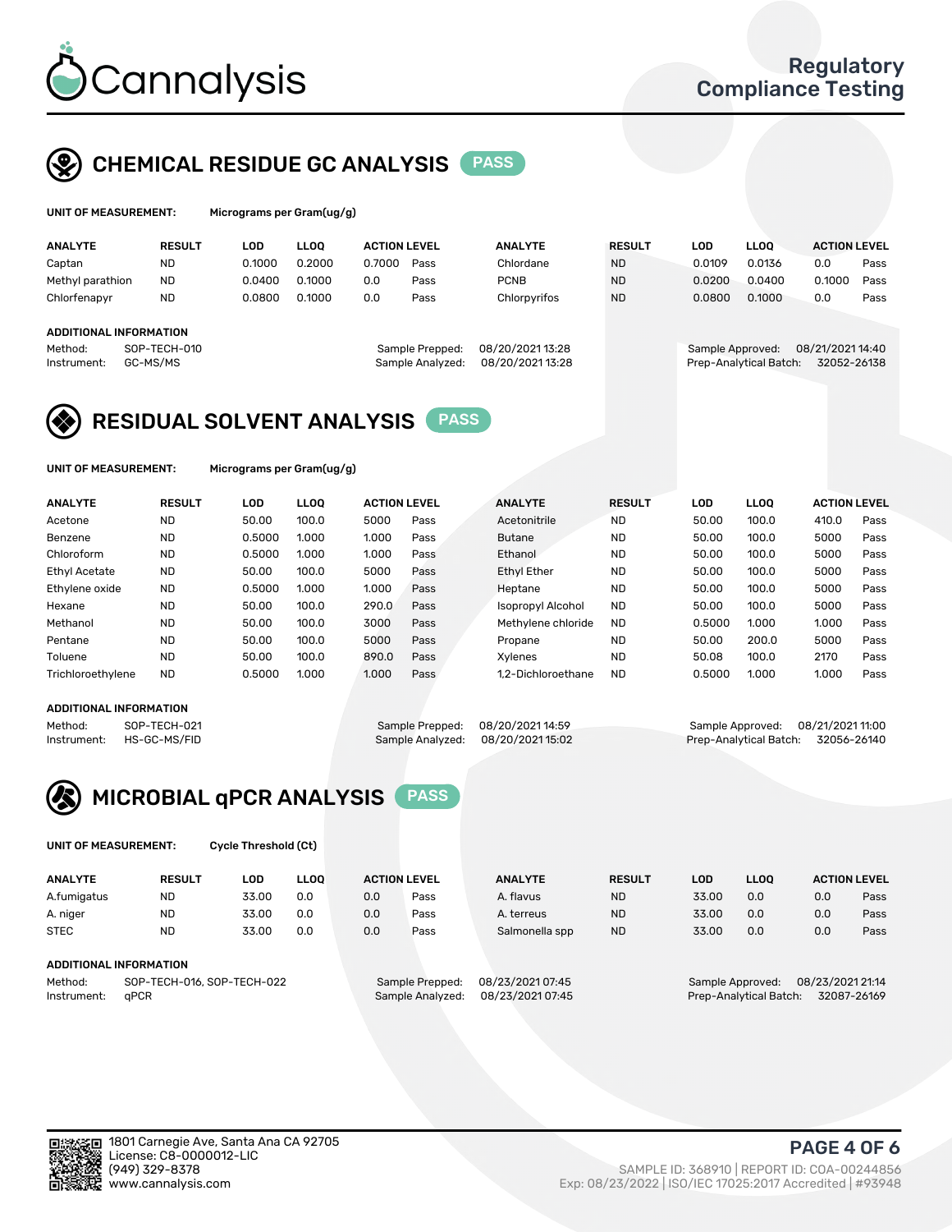## CHEMICAL RESIDUE GC ANALYSIS PASS

**UNIT OF MEASUREMENT:** Micrograms per Gram(ug/g)

| ANALYTE | RESULT | LOD | LLOQ | ACTION LEVEL | | ANALYTE | RESULT | LOD | LLOQ | ACTION LEVEL | |
|---|---|---|---|---|---|---|---|---|---|---|---|
| Captan | ND | 0.1000 | 0.2000 | 0.7000 | Pass | Chlordane | ND | 0.0109 | 0.0136 | 0.0 | Pass |
| Methyl parathion | ND | 0.0400 | 0.1000 | 0.0 | Pass | PCNB | ND | 0.0200 | 0.0400 | 0.1000 | Pass |
| Chlorfenapyr | ND | 0.0800 | 0.1000 | 0.0 | Pass | Chlorpyrifos | ND | 0.0800 | 0.1000 | 0.0 | Pass |

**ADDITIONAL INFORMATION**

Method: SOP-TECH-010
Instrument: GC-MS/MS
Sample Prepped: 08/20/2021 13:28
Sample Analyzed: 08/20/2021 13:28
Sample Approved: 08/21/2021 14:40
Prep-Analytical Batch: 32052-26138

## RESIDUAL SOLVENT ANALYSIS PASS

**UNIT OF MEASUREMENT:** Micrograms per Gram(ug/g)

| ANALYTE | RESULT | LOD | LLOQ | ACTION LEVEL | | ANALYTE | RESULT | LOD | LLOQ | ACTION LEVEL | |
|---|---|---|---|---|---|---|---|---|---|---|---|
| Acetone | ND | 50.00 | 100.0 | 5000 | Pass | Acetonitrile | ND | 50.00 | 100.0 | 410.0 | Pass |
| Benzene | ND | 0.5000 | 1.000 | 1.000 | Pass | Butane | ND | 50.00 | 100.0 | 5000 | Pass |
| Chloroform | ND | 0.5000 | 1.000 | 1.000 | Pass | Ethanol | ND | 50.00 | 100.0 | 5000 | Pass |
| Ethyl Acetate | ND | 50.00 | 100.0 | 5000 | Pass | Ethyl Ether | ND | 50.00 | 100.0 | 5000 | Pass |
| Ethylene oxide | ND | 0.5000 | 1.000 | 1.000 | Pass | Heptane | ND | 50.00 | 100.0 | 5000 | Pass |
| Hexane | ND | 50.00 | 100.0 | 290.0 | Pass | Isopropyl Alcohol | ND | 50.00 | 100.0 | 5000 | Pass |
| Methanol | ND | 50.00 | 100.0 | 3000 | Pass | Methylene chloride | ND | 0.5000 | 1.000 | 1.000 | Pass |
| Pentane | ND | 50.00 | 100.0 | 5000 | Pass | Propane | ND | 50.00 | 200.0 | 5000 | Pass |
| Toluene | ND | 50.00 | 100.0 | 890.0 | Pass | Xylenes | ND | 50.08 | 100.0 | 2170 | Pass |
| Trichloroethylene | ND | 0.5000 | 1.000 | 1.000 | Pass | 1,2-Dichloroethane | ND | 0.5000 | 1.000 | 1.000 | Pass |

**ADDITIONAL INFORMATION**

Method: SOP-TECH-021
Instrument: HS-GC-MS/FID
Sample Prepped: 08/20/2021 14:59
Sample Analyzed: 08/20/2021 15:02
Sample Approved: 08/21/2021 11:00
Prep-Analytical Batch: 32056-26140

## MICROBIAL qPCR ANALYSIS PASS

**UNIT OF MEASUREMENT:** Cycle Threshold (Ct)

| ANALYTE | RESULT | LOD | LLOQ | ACTION LEVEL | | ANALYTE | RESULT | LOD | LLOQ | ACTION LEVEL | |
|---|---|---|---|---|---|---|---|---|---|---|---|
| A.fumigatus | ND | 33.00 | 0.0 | 0.0 | Pass | A. flavus | ND | 33.00 | 0.0 | 0.0 | Pass |
| A. niger | ND | 33.00 | 0.0 | 0.0 | Pass | A. terreus | ND | 33.00 | 0.0 | 0.0 | Pass |
| STEC | ND | 33.00 | 0.0 | 0.0 | Pass | Salmonella spp | ND | 33.00 | 0.0 | 0.0 | Pass |

**ADDITIONAL INFORMATION**

Method: SOP-TECH-016, SOP-TECH-022
Instrument: qPCR
Sample Prepped: 08/23/2021 07:45
Sample Analyzed: 08/23/2021 07:45
Sample Approved: 08/23/2021 21:14
Prep-Analytical Batch: 32087-26169

1801 Carnegie Ave, Santa Ana CA 92705
License: C8-0000012-LIC
(949) 329-8378
www.cannalysis.com

SAMPLE ID: 368910 | REPORT ID: COA-00244856
Exp: 08/23/2022 | ISO/IEC 17025:2017 Accredited | #93948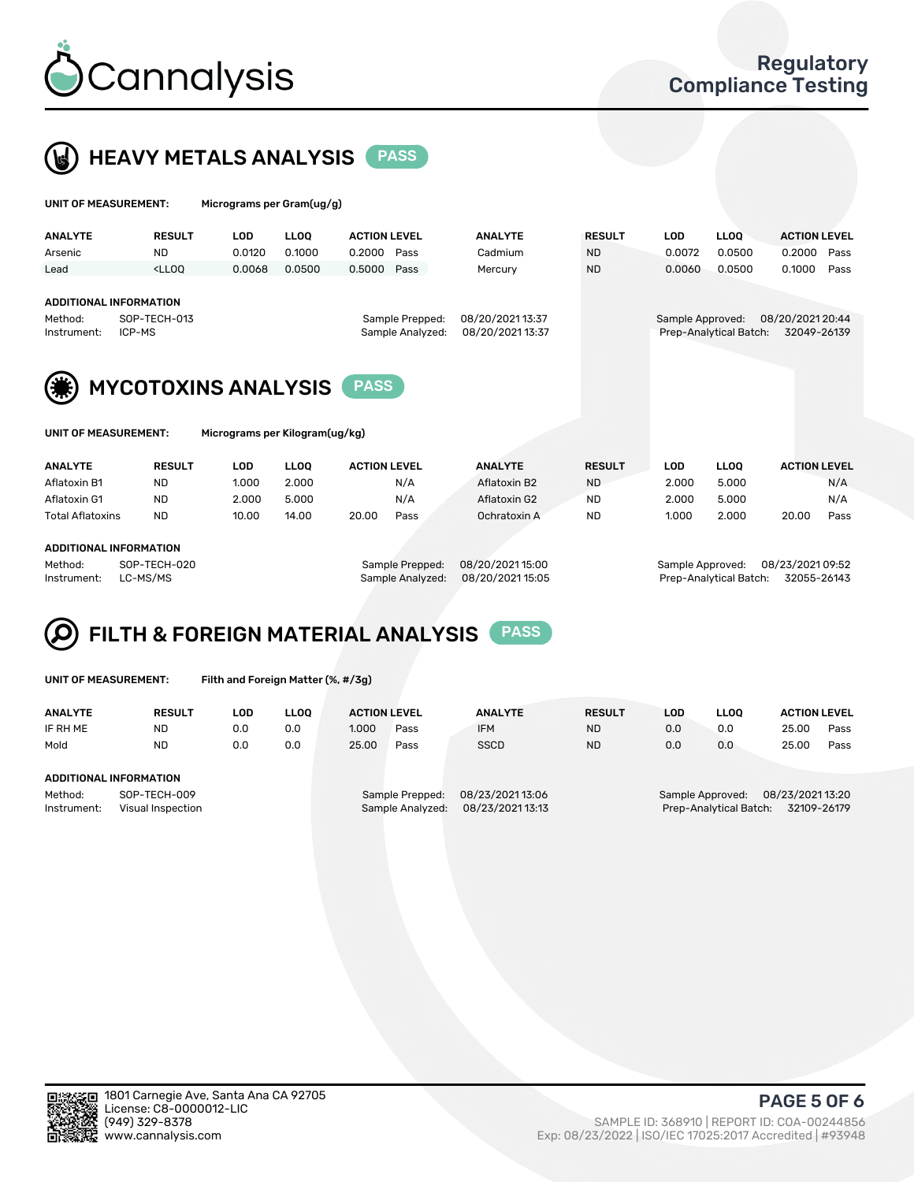Cannalysis

Regulatory Compliance Testing

## HEAVY METALS ANALYSIS PASS

**UNIT OF MEASUREMENT:** Micrograms per Gram(ug/g)

| ANALYTE | RESULT | LOD | LLOQ | ACTION LEVEL | | ANALYTE | RESULT | LOD | LLOQ | ACTION LEVEL | |
|---|---|---|---|---|---|---|---|---|---|---|---|
| Arsenic | ND | 0.0120 | 0.1000 | 0.2000 | Pass | Cadmium | ND | 0.0072 | 0.0500 | 0.2000 | Pass |
| Lead | <LLOQ | 0.0068 | 0.0500 | 0.5000 | Pass | Mercury | ND | 0.0060 | 0.0500 | 0.1000 | Pass |

**ADDITIONAL INFORMATION**

| | | | | | |
|---|---|---|---|---|---|
| Method: | SOP-TECH-013 | Sample Prepped: | 08/20/2021 13:37 | Sample Approved: | 08/20/2021 20:44 |
| Instrument: | ICP-MS | Sample Analyzed: | 08/20/2021 13:37 | Prep-Analytical Batch: | 32049-26139 |

## MYCOTOXINS ANALYSIS PASS

**UNIT OF MEASUREMENT:** Micrograms per Kilogram(ug/kg)

| ANALYTE | RESULT | LOD | LLOQ | ACTION LEVEL | | ANALYTE | RESULT | LOD | LLOQ | ACTION LEVEL | |
|---|---|---|---|---|---|---|---|---|---|---|---|
| Aflatoxin B1 | ND | 1.000 | 2.000 | | N/A | Aflatoxin B2 | ND | 2.000 | 5.000 | | N/A |
| Aflatoxin G1 | ND | 2.000 | 5.000 | | N/A | Aflatoxin G2 | ND | 2.000 | 5.000 | | N/A |
| Total Aflatoxins | ND | 10.00 | 14.00 | 20.00 | Pass | Ochratoxin A | ND | 1.000 | 2.000 | 20.00 | Pass |

**ADDITIONAL INFORMATION**

| | | | | | |
|---|---|---|---|---|---|
| Method: | SOP-TECH-020 | Sample Prepped: | 08/20/2021 15:00 | Sample Approved: | 08/23/2021 09:52 |
| Instrument: | LC-MS/MS | Sample Analyzed: | 08/20/2021 15:05 | Prep-Analytical Batch: | 32055-26143 |

## FILTH & FOREIGN MATERIAL ANALYSIS PASS

**UNIT OF MEASUREMENT:** Filth and Foreign Matter (%, #/3g)

| ANALYTE | RESULT | LOD | LLOQ | ACTION LEVEL | | ANALYTE | RESULT | LOD | LLOQ | ACTION LEVEL | |
|---|---|---|---|---|---|---|---|---|---|---|---|
| IF RH ME | ND | 0.0 | 0.0 | 1.000 | Pass | IFM | ND | 0.0 | 0.0 | 25.00 | Pass |
| Mold | ND | 0.0 | 0.0 | 25.00 | Pass | SSCD | ND | 0.0 | 0.0 | 25.00 | Pass |

**ADDITIONAL INFORMATION**

| | | | | | |
|---|---|---|---|---|---|
| Method: | SOP-TECH-009 | Sample Prepped: | 08/23/2021 13:06 | Sample Approved: | 08/23/2021 13:20 |
| Instrument: | Visual Inspection | Sample Analyzed: | 08/23/2021 13:13 | Prep-Analytical Batch: | 32109-26179 |

1801 Carnegie Ave, Santa Ana CA 92705
License: C8-0000012-LIC
(949) 329-8378
www.cannalysis.com

SAMPLE ID: 368910 | REPORT ID: COA-00244856
Exp: 08/23/2022 | ISO/IEC 17025:2017 Accredited | #93948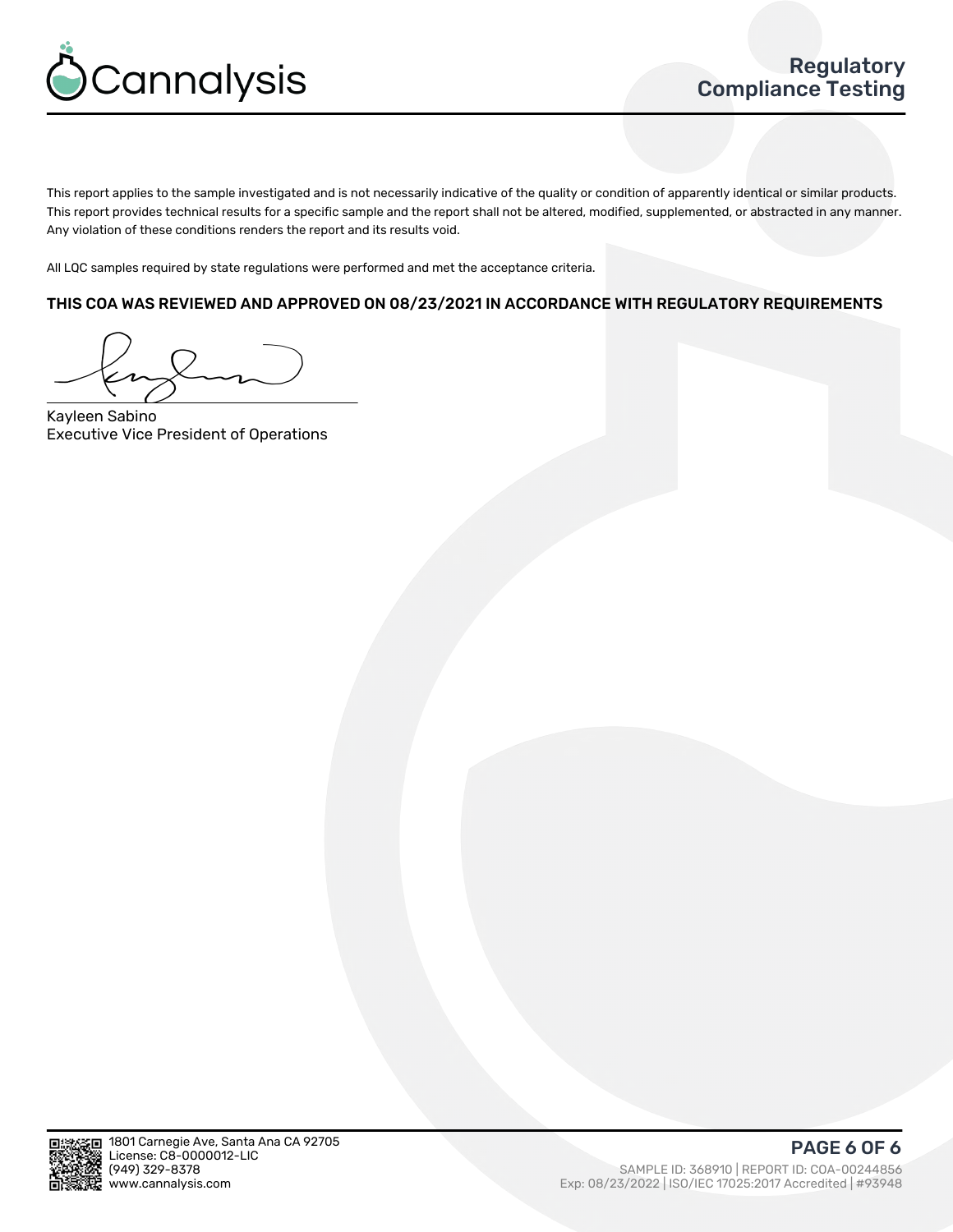This report applies to the sample investigated and is not necessarily indicative of the quality or condition of apparently identical or similar products. This report provides technical results for a specific sample and the report shall not be altered, modified, supplemented, or abstracted in any manner. Any violation of these conditions renders the report and its results void.

All LQC samples required by state regulations were performed and met the acceptance criteria.

**THIS COA WAS REVIEWED AND APPROVED ON 08/23/2021 IN ACCORDANCE WITH REGULATORY REQUIREMENTS**

Kayleen Sabino
Executive Vice President of Operations

1801 Carnegie Ave, Santa Ana CA 92705
License: C8-0000012-LIC
(949) 329-8378
www.cannalysis.com

SAMPLE ID: 368910 | REPORT ID: COA-00244856
Exp: 08/23/2022 | ISO/IEC 17025:2017 Accredited | #93948